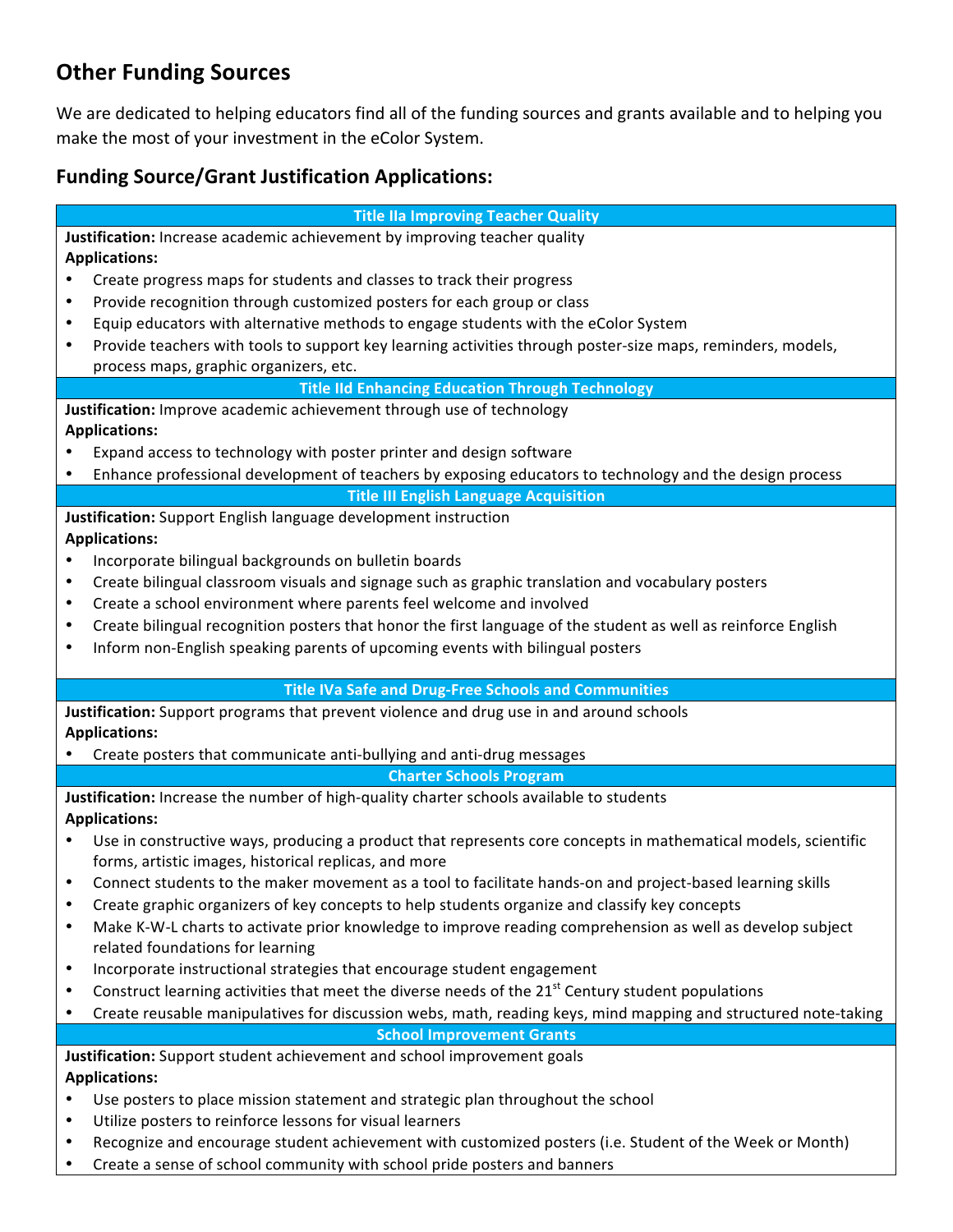## Other Funding Sources

We are dedicated to helping educators find all of the funding sources and grants available and to helping you make the most of your investment in the eColor System.

### Funding Source/Grant Justification Applications:

#### Title IIa Improving Teacher Quality

**Justification:** Increase academic achievement by improving teacher quality

**Applications:**

- Create progress maps for students and classes to track their progress
- Provide recognition through customized posters for each group or class
- Equip educators with alternative methods to engage students with the eColor System
- Provide teachers with tools to support key learning activities through poster-size maps, reminders, models, process maps, graphic organizers, etc.

#### Title IId Enhancing Education Through Technology

**Justification:** Improve academic achievement through use of technology

**Applications:**

- Expand access to technology with poster printer and design software
- Enhance professional development of teachers by exposing educators to technology and the design process

#### Title III English Language Acquisition

**Justification:** Support English language development instruction

**Applications:**

- Incorporate bilingual backgrounds on bulletin boards
- Create bilingual classroom visuals and signage such as graphic translation and vocabulary posters
- Create a school environment where parents feel welcome and involved
- Create bilingual recognition posters that honor the first language of the student as well as reinforce English
- Inform non-English speaking parents of upcoming events with bilingual posters

#### Title IVa Safe and Drug-Free Schools and Communities

**Justification:** Support programs that prevent violence and drug use in and around schools

**Applications:**

- Create posters that communicate anti-bullying and anti-drug messages

#### Charter Schools Program

**Justification:** Increase the number of high-quality charter schools available to students

**Applications:**

- Use in constructive ways, producing a product that represents core concepts in mathematical models, scientific forms, artistic images, historical replicas, and more
- Connect students to the maker movement as a tool to facilitate hands-on and project-based learning skills
- Create graphic organizers of key concepts to help students organize and classify key concepts
- Make K-W-L charts to activate prior knowledge to improve reading comprehension as well as develop subject related foundations for learning
- Incorporate instructional strategies that encourage student engagement
- Construct learning activities that meet the diverse needs of the 21st Century student populations
- Create reusable manipulatives for discussion webs, math, reading keys, mind mapping and structured note-taking

#### School Improvement Grants

**Justification:** Support student achievement and school improvement goals

**Applications:**

- Use posters to place mission statement and strategic plan throughout the school
- Utilize posters to reinforce lessons for visual learners
- Recognize and encourage student achievement with customized posters (i.e. Student of the Week or Month)
- Create a sense of school community with school pride posters and banners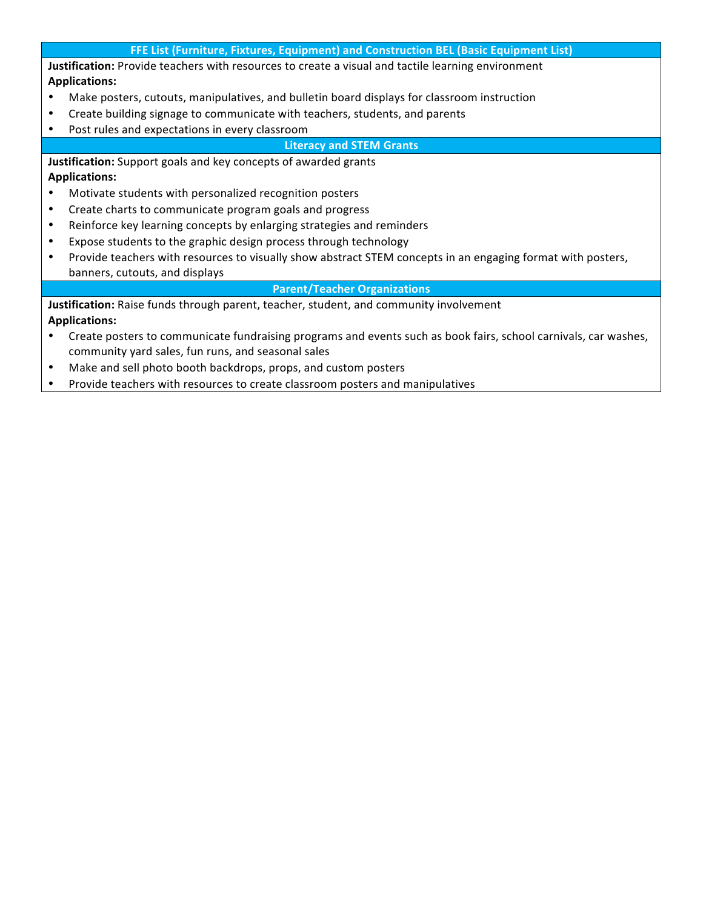## FFE List (Furniture, Fixtures, Equipment) and Construction BEL (Basic Equipment List)

**Justification:** Provide teachers with resources to create a visual and tactile learning environment

**Applications:**

- Make posters, cutouts, manipulatives, and bulletin board displays for classroom instruction
- Create building signage to communicate with teachers, students, and parents
- Post rules and expectations in every classroom

## Literacy and STEM Grants

**Justification:** Support goals and key concepts of awarded grants

**Applications:**

- Motivate students with personalized recognition posters
- Create charts to communicate program goals and progress
- Reinforce key learning concepts by enlarging strategies and reminders
- Expose students to the graphic design process through technology
- Provide teachers with resources to visually show abstract STEM concepts in an engaging format with posters, banners, cutouts, and displays

## Parent/Teacher Organizations

**Justification:** Raise funds through parent, teacher, student, and community involvement

**Applications:**

- Create posters to communicate fundraising programs and events such as book fairs, school carnivals, car washes, community yard sales, fun runs, and seasonal sales
- Make and sell photo booth backdrops, props, and custom posters
- Provide teachers with resources to create classroom posters and manipulatives